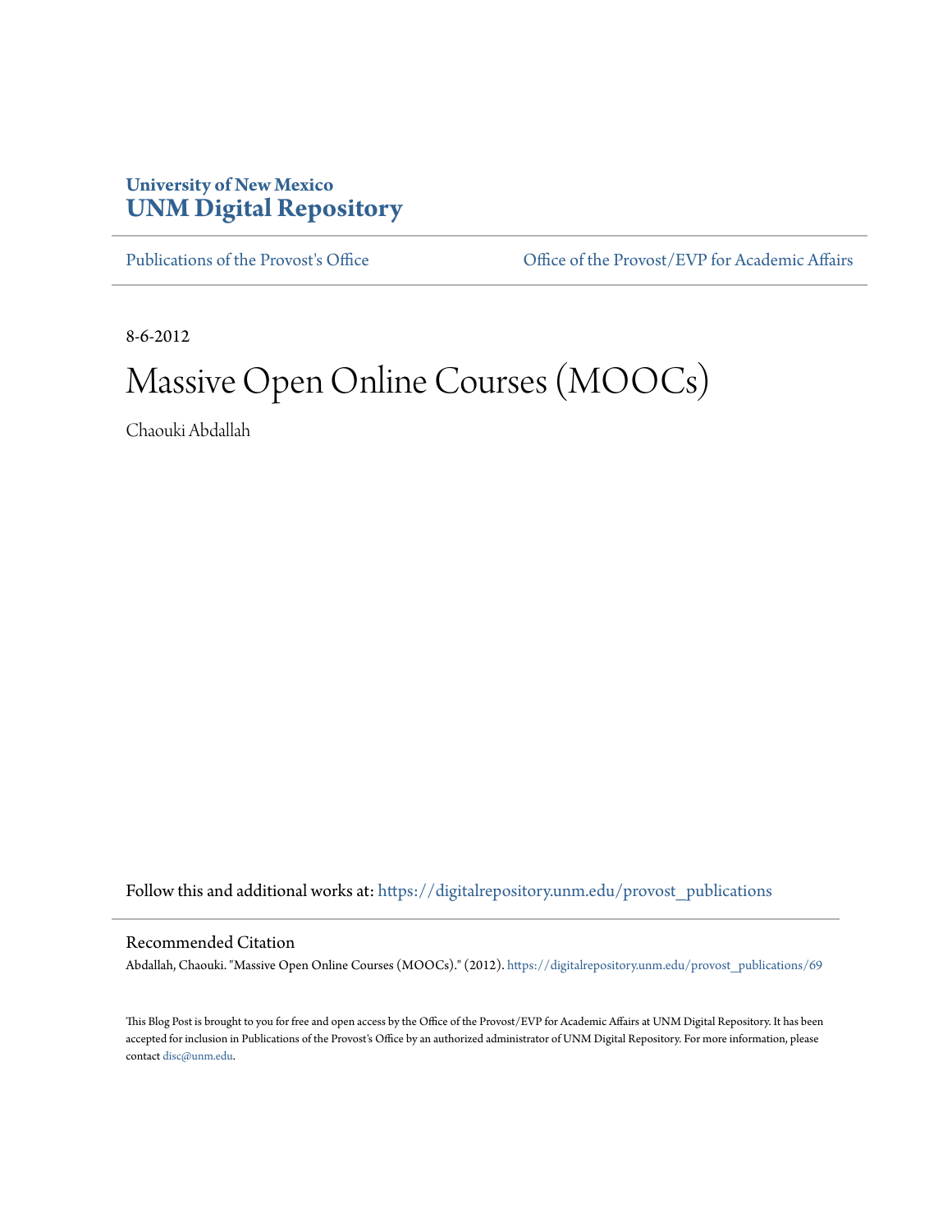University of New Mexico
**UNM Digital Repository**

Publications of the Provost's Office | Office of the Provost/EVP for Academic Affairs

8-6-2012

# Massive Open Online Courses (MOOCs)

Chaouki Abdallah

Follow this and additional works at: https://digitalrepository.unm.edu/provost_publications

## Recommended Citation

Abdallah, Chaouki. "Massive Open Online Courses (MOOCs)." (2012). https://digitalrepository.unm.edu/provost_publications/69

This Blog Post is brought to you for free and open access by the Office of the Provost/EVP for Academic Affairs at UNM Digital Repository. It has been accepted for inclusion in Publications of the Provost's Office by an authorized administrator of UNM Digital Repository. For more information, please contact disc@unm.edu.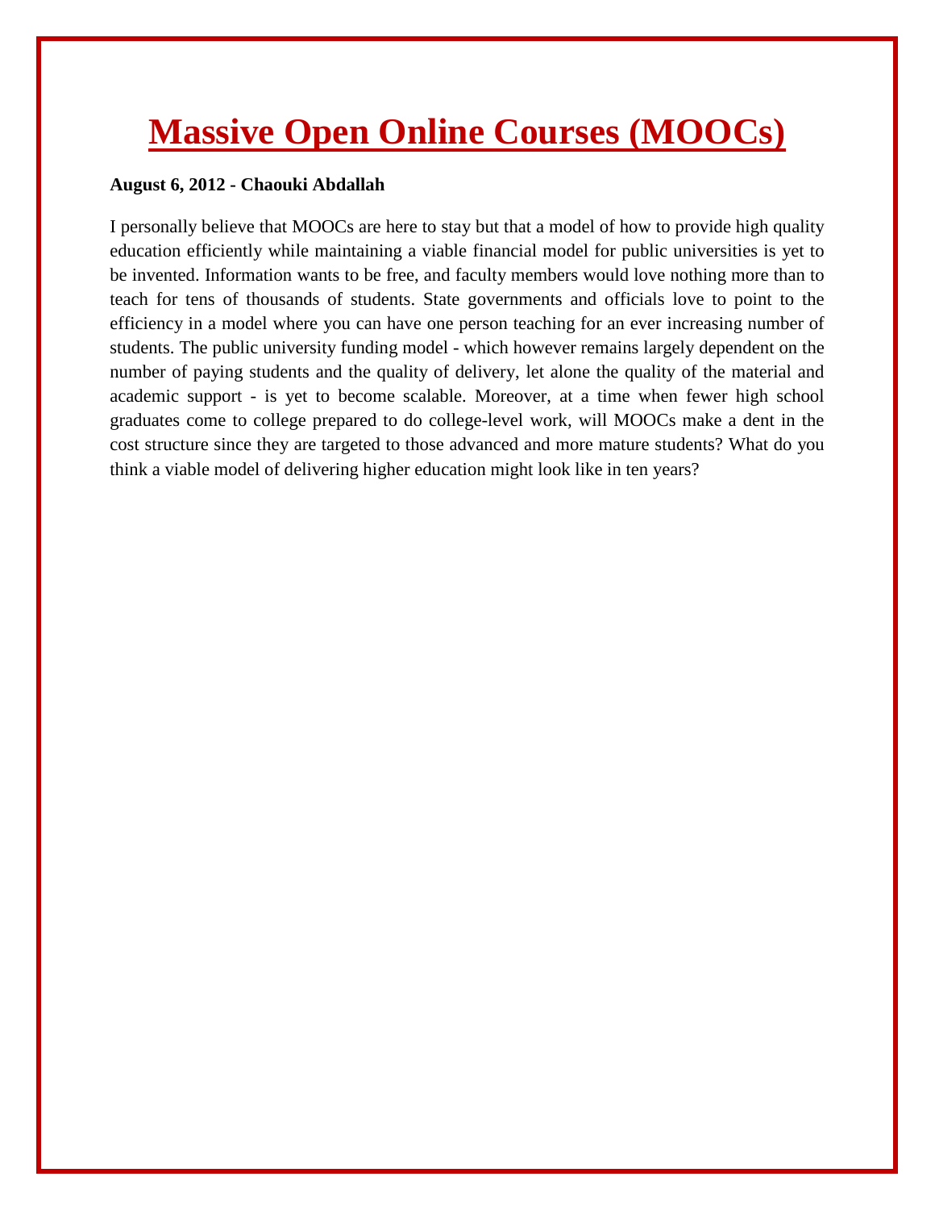# Massive Open Online Courses (MOOCs)

**August 6, 2012 - Chaouki Abdallah**

I personally believe that MOOCs are here to stay but that a model of how to provide high quality education efficiently while maintaining a viable financial model for public universities is yet to be invented. Information wants to be free, and faculty members would love nothing more than to teach for tens of thousands of students. State governments and officials love to point to the efficiency in a model where you can have one person teaching for an ever increasing number of students. The public university funding model - which however remains largely dependent on the number of paying students and the quality of delivery, let alone the quality of the material and academic support - is yet to become scalable. Moreover, at a time when fewer high school graduates come to college prepared to do college-level work, will MOOCs make a dent in the cost structure since they are targeted to those advanced and more mature students? What do you think a viable model of delivering higher education might look like in ten years?